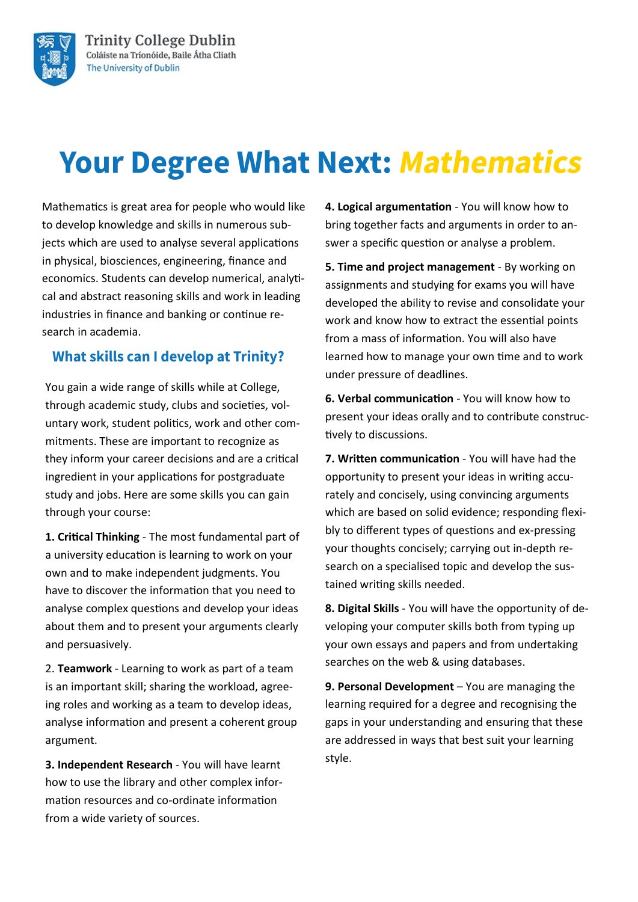Trinity College Dublin
Coláiste na Tríonóide, Baile Átha Cliath
The University of Dublin

# Your Degree What Next: *Mathematics*

Mathematics is great area for people who would like to develop knowledge and skills in numerous subjects which are used to analyse several applications in physical, biosciences, engineering, finance and economics. Students can develop numerical, analytical and abstract reasoning skills and work in leading industries in finance and banking or continue research in academia.

## What skills can I develop at Trinity?

You gain a wide range of skills while at College, through academic study, clubs and societies, voluntary work, student politics, work and other commitments. These are important to recognize as they inform your career decisions and are a critical ingredient in your applications for postgraduate study and jobs. Here are some skills you can gain through your course:

**1. Critical Thinking** - The most fundamental part of a university education is learning to work on your own and to make independent judgments. You have to discover the information that you need to analyse complex questions and develop your ideas about them and to present your arguments clearly and persuasively.

2. **Teamwork** - Learning to work as part of a team is an important skill; sharing the workload, agreeing roles and working as a team to develop ideas, analyse information and present a coherent group argument.

**3. Independent Research** - You will have learnt how to use the library and other complex information resources and co-ordinate information from a wide variety of sources.

**4. Logical argumentation** - You will know how to bring together facts and arguments in order to answer a specific question or analyse a problem.

**5. Time and project management** - By working on assignments and studying for exams you will have developed the ability to revise and consolidate your work and know how to extract the essential points from a mass of information. You will also have learned how to manage your own time and to work under pressure of deadlines.

**6. Verbal communication** - You will know how to present your ideas orally and to contribute constructively to discussions.

**7. Written communication** - You will have had the opportunity to present your ideas in writing accurately and concisely, using convincing arguments which are based on solid evidence; responding flexibly to different types of questions and ex-pressing your thoughts concisely; carrying out in-depth research on a specialised topic and develop the sustained writing skills needed.

**8. Digital Skills** - You will have the opportunity of developing your computer skills both from typing up your own essays and papers and from undertaking searches on the web & using databases.

**9. Personal Development** – You are managing the learning required for a degree and recognising the gaps in your understanding and ensuring that these are addressed in ways that best suit your learning style.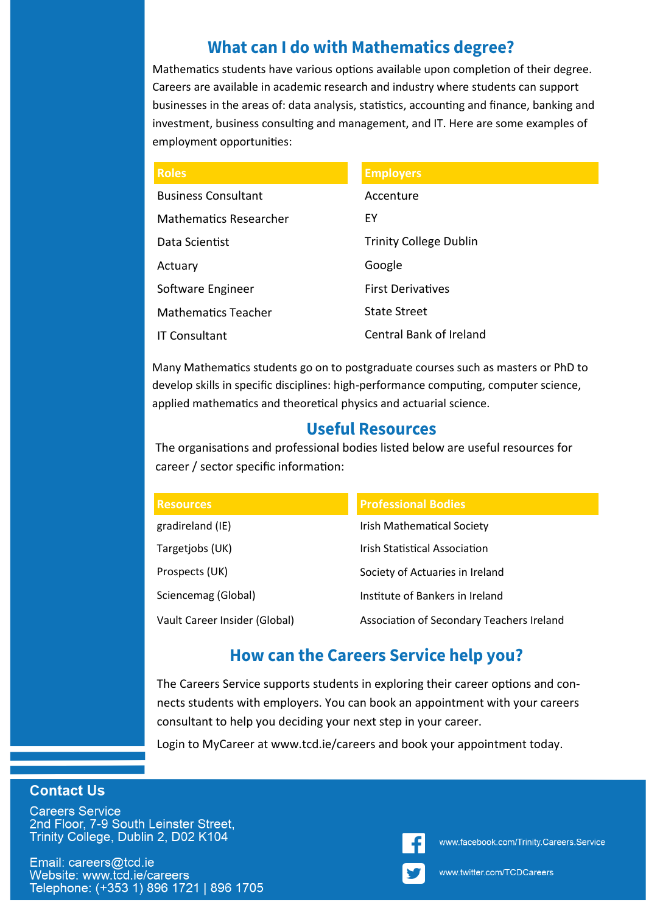## What can I do with Mathematics degree?

Mathematics students have various options available upon completion of their degree. Careers are available in academic research and industry where students can support businesses in the areas of: data analysis, statistics, accounting and finance, banking and investment, business consulting and management, and IT. Here are some examples of employment opportunities:

| Roles | Employers |
|---|---|
| Business Consultant | Accenture |
| Mathematics Researcher | EY |
| Data Scientist | Trinity College Dublin |
| Actuary | Google |
| Software Engineer | First Derivatives |
| Mathematics Teacher | State Street |
| IT Consultant | Central Bank of Ireland |

Many Mathematics students go on to postgraduate courses such as masters or PhD to develop skills in specific disciplines: high-performance computing, computer science, applied mathematics and theoretical physics and actuarial science.

## Useful Resources

The organisations and professional bodies listed below are useful resources for career / sector specific information:

| Resources | Professional Bodies |
|---|---|
| gradireland (IE) | Irish Mathematical Society |
| Targetjobs (UK) | Irish Statistical Association |
| Prospects (UK) | Society of Actuaries in Ireland |
| Sciencemag (Global) | Institute of Bankers in Ireland |
| Vault Career Insider (Global) | Association of Secondary Teachers Ireland |

## How can the Careers Service help you?

The Careers Service supports students in exploring their career options and connects students with employers. You can book an appointment with your careers consultant to help you deciding your next step in your career.

Login to MyCareer at www.tcd.ie/careers and book your appointment today.

### Contact Us

Careers Service
2nd Floor, 7-9 South Leinster Street,
Trinity College, Dublin 2, D02 K104

Email: careers@tcd.ie
Website: www.tcd.ie/careers
Telephone: (+353 1) 896 1721 | 896 1705

www.facebook.com/Trinity.Careers.Service

www.twitter.com/TCDCareers